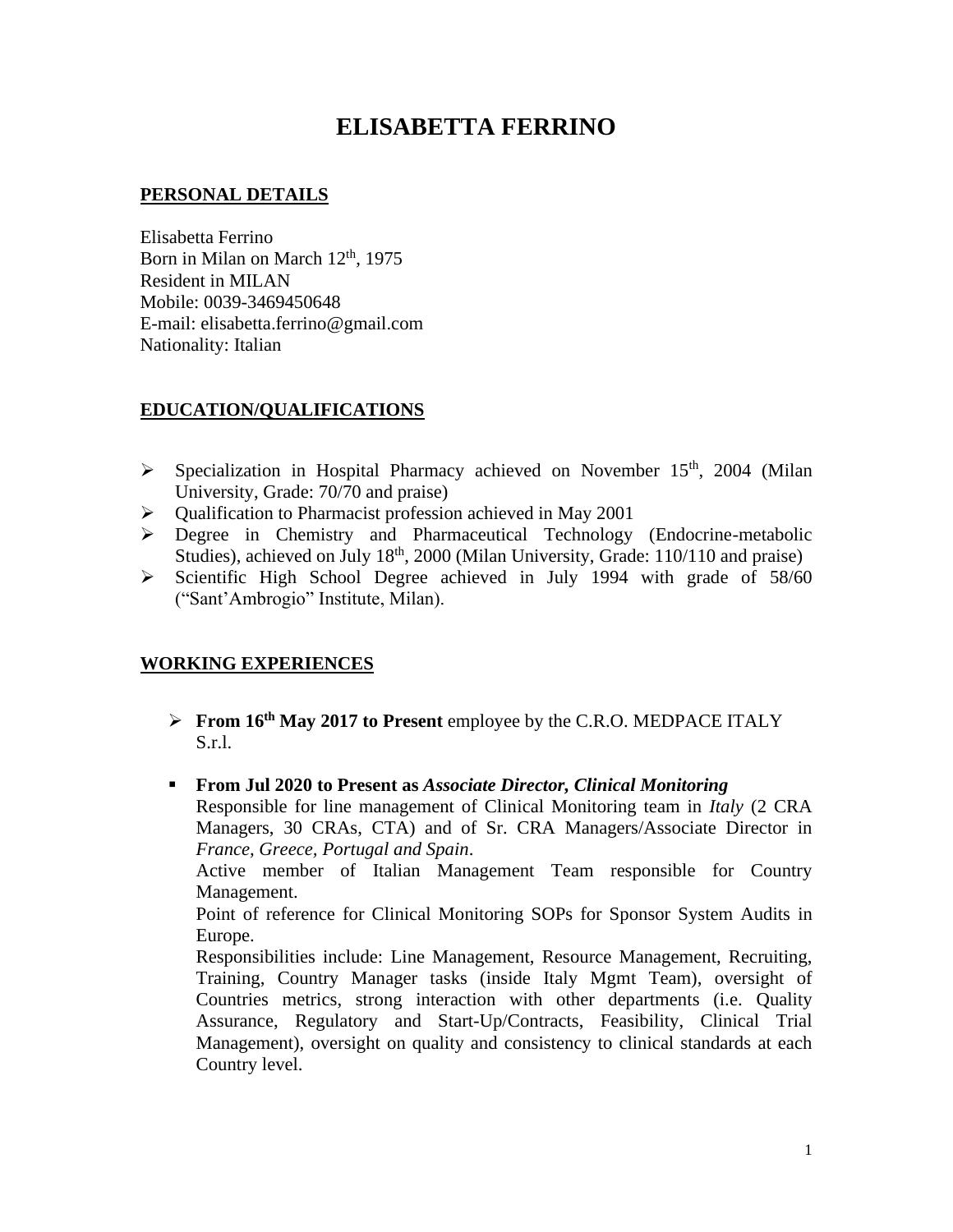# ELISABETTA FERRINO

## PERSONAL DETAILS

Elisabetta Ferrino
Born in Milan on March 12th, 1975
Resident in MILAN
Mobile: 0039-3469450648
E-mail: elisabetta.ferrino@gmail.com
Nationality: Italian

## EDUCATION/QUALIFICATIONS

- Specialization in Hospital Pharmacy achieved on November 15th, 2004 (Milan University, Grade: 70/70 and praise)
- Qualification to Pharmacist profession achieved in May 2001
- Degree in Chemistry and Pharmaceutical Technology (Endocrine-metabolic Studies), achieved on July 18th, 2000 (Milan University, Grade: 110/110 and praise)
- Scientific High School Degree achieved in July 1994 with grade of 58/60 ("Sant'Ambrogio" Institute, Milan).

## WORKING EXPERIENCES

- **From 16th May 2017 to Present** employee by the C.R.O. MEDPACE ITALY S.r.l.

- **From Jul 2020 to Present as *Associate Director, Clinical Monitoring***
  Responsible for line management of Clinical Monitoring team in *Italy* (2 CRA Managers, 30 CRAs, CTA) and of Sr. CRA Managers/Associate Director in *France, Greece, Portugal and Spain*.
  Active member of Italian Management Team responsible for Country Management.
  Point of reference for Clinical Monitoring SOPs for Sponsor System Audits in Europe.
  Responsibilities include: Line Management, Resource Management, Recruiting, Training, Country Manager tasks (inside Italy Mgmt Team), oversight of Countries metrics, strong interaction with other departments (i.e. Quality Assurance, Regulatory and Start-Up/Contracts, Feasibility, Clinical Trial Management), oversight on quality and consistency to clinical standards at each Country level.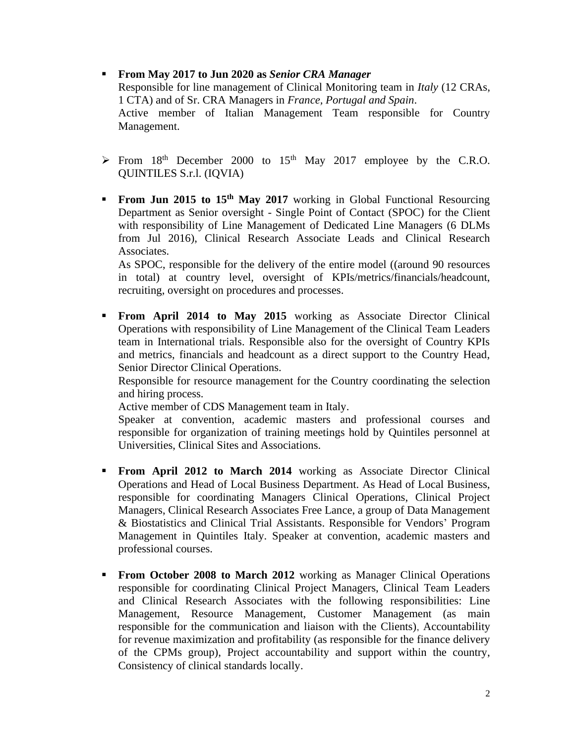- **From May 2017 to Jun 2020 as *Senior CRA Manager***
  Responsible for line management of Clinical Monitoring team in *Italy* (12 CRAs, 1 CTA) and of Sr. CRA Managers in *France, Portugal and Spain*.
  Active member of Italian Management Team responsible for Country Management.

- From 18th December 2000 to 15th May 2017 employee by the C.R.O. QUINTILES S.r.l. (IQVIA)

- **From Jun 2015 to 15th May 2017** working in Global Functional Resourcing Department as Senior oversight - Single Point of Contact (SPOC) for the Client with responsibility of Line Management of Dedicated Line Managers (6 DLMs from Jul 2016), Clinical Research Associate Leads and Clinical Research Associates.
  As SPOC, responsible for the delivery of the entire model ((around 90 resources in total) at country level, oversight of KPIs/metrics/financials/headcount, recruiting, oversight on procedures and processes.

- **From April 2014 to May 2015** working as Associate Director Clinical Operations with responsibility of Line Management of the Clinical Team Leaders team in International trials. Responsible also for the oversight of Country KPIs and metrics, financials and headcount as a direct support to the Country Head, Senior Director Clinical Operations.
  Responsible for resource management for the Country coordinating the selection and hiring process.
  Active member of CDS Management team in Italy.
  Speaker at convention, academic masters and professional courses and responsible for organization of training meetings hold by Quintiles personnel at Universities, Clinical Sites and Associations.

- **From April 2012 to March 2014** working as Associate Director Clinical Operations and Head of Local Business Department. As Head of Local Business, responsible for coordinating Managers Clinical Operations, Clinical Project Managers, Clinical Research Associates Free Lance, a group of Data Management & Biostatistics and Clinical Trial Assistants. Responsible for Vendors' Program Management in Quintiles Italy. Speaker at convention, academic masters and professional courses.

- **From October 2008 to March 2012** working as Manager Clinical Operations responsible for coordinating Clinical Project Managers, Clinical Team Leaders and Clinical Research Associates with the following responsibilities: Line Management, Resource Management, Customer Management (as main responsible for the communication and liaison with the Clients), Accountability for revenue maximization and profitability (as responsible for the finance delivery of the CPMs group), Project accountability and support within the country, Consistency of clinical standards locally.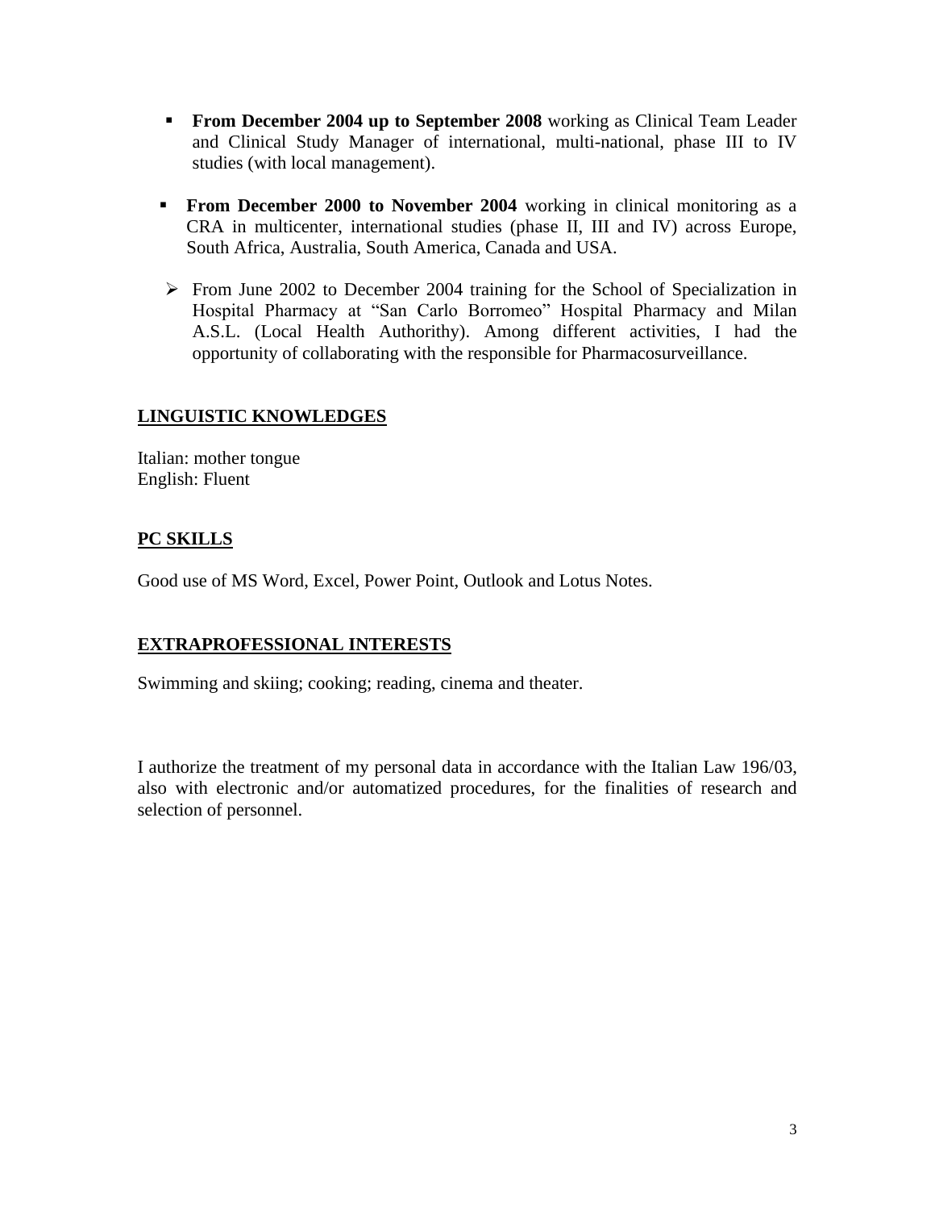- **From December 2004 up to September 2008** working as Clinical Team Leader and Clinical Study Manager of international, multi-national, phase III to IV studies (with local management).

- **From December 2000 to November 2004** working in clinical monitoring as a CRA in multicenter, international studies (phase II, III and IV) across Europe, South Africa, Australia, South America, Canada and USA.

- From June 2002 to December 2004 training for the School of Specialization in Hospital Pharmacy at "San Carlo Borromeo" Hospital Pharmacy and Milan A.S.L. (Local Health Authorithy). Among different activities, I had the opportunity of collaborating with the responsible for Pharmacosurveillance.

## LINGUISTIC KNOWLEDGES

Italian: mother tongue
English: Fluent

## PC SKILLS

Good use of MS Word, Excel, Power Point, Outlook and Lotus Notes.

## EXTRAPROFESSIONAL INTERESTS

Swimming and skiing; cooking; reading, cinema and theater.

I authorize the treatment of my personal data in accordance with the Italian Law 196/03, also with electronic and/or automatized procedures, for the finalities of research and selection of personnel.